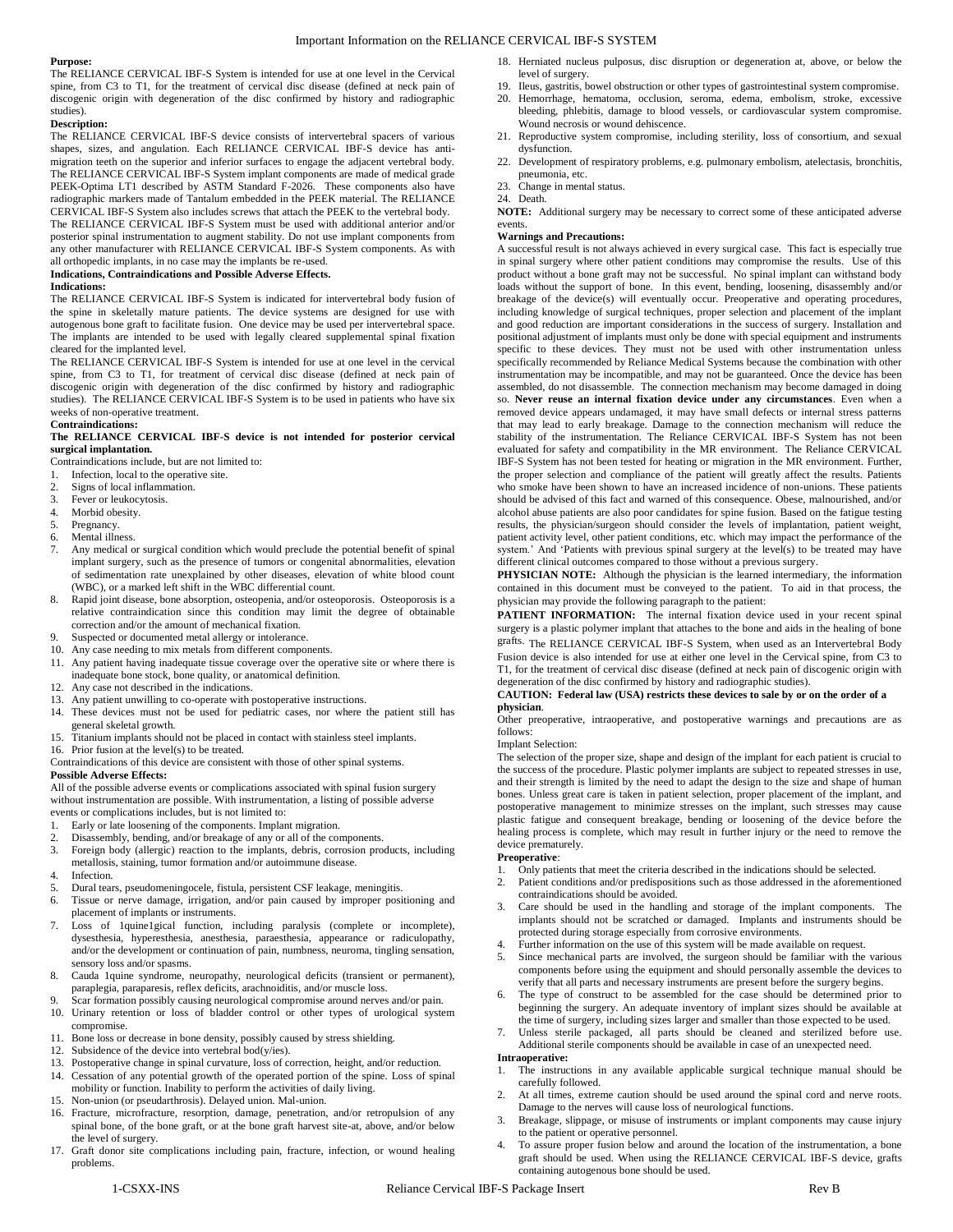# Important Information on the RELIANCE CERVICAL IBF-S SYSTEM

**Purpose:**

The RELIANCE CERVICAL IBF-S System is intended for use at one level in the Cervical spine, from C3 to T1, for the treatment of cervical disc disease (defined at neck pain of discogenic origin with degeneration of the disc confirmed by history and radiographic studies).

**Description:**

The RELIANCE CERVICAL IBF-S device consists of intervertebral spacers of various shapes, sizes, and angulation. Each RELIANCE CERVICAL IBF-S device has anti-migration teeth on the superior and inferior surfaces to engage the adjacent vertebral body. The RELIANCE CERVICAL IBF-S System implant components are made of medical grade PEEK-Optima LT1 described by ASTM Standard F-2026. These components also have radiographic markers made of Tantalum embedded in the PEEK material. The RELIANCE CERVICAL IBF-S System also includes screws that attach the PEEK to the vertebral body.

The RELIANCE CERVICAL IBF-S System must be used with additional anterior and/or posterior spinal instrumentation to augment stability. Do not use implant components from any other manufacturer with RELIANCE CERVICAL IBF-S System components. As with all orthopedic implants, in no case may the implants be re-used.

**Indications, Contraindications and Possible Adverse Effects.**

**Indications:**

The RELIANCE CERVICAL IBF-S System is indicated for intervertebral body fusion of the spine in skeletally mature patients. The device systems are designed for use with autogenous bone graft to facilitate fusion. One device may be used per intervertebral space. The implants are intended to be used with legally cleared supplemental spinal fixation cleared for the implanted level.

The RELIANCE CERVICAL IBF-S System is intended for use at one level in the cervical spine, from C3 to T1, for treatment of cervical disc disease (defined at neck pain of discogenic origin with degeneration of the disc confirmed by history and radiographic studies). The RELIANCE CERVICAL IBF-S System is to be used in patients who have six weeks of non-operative treatment.

**Contraindications:**

**The RELIANCE CERVICAL IBF-S device is not intended for posterior cervical surgical implantation.**

Contraindications include, but are not limited to:

1. Infection, local to the operative site.
2. Signs of local inflammation.
3. Fever or leukocytosis.
4. Morbid obesity.
5. Pregnancy.
6. Mental illness.
7. Any medical or surgical condition which would preclude the potential benefit of spinal implant surgery, such as the presence of tumors or congenital abnormalities, elevation of sedimentation rate unexplained by other diseases, elevation of white blood count (WBC), or a marked left shift in the WBC differential count.
8. Rapid joint disease, bone absorption, osteopenia, and/or osteoporosis. Osteoporosis is a relative contraindication since this condition may limit the degree of obtainable correction and/or the amount of mechanical fixation.
9. Suspected or documented metal allergy or intolerance.
10. Any case needing to mix metals from different components.
11. Any patient having inadequate tissue coverage over the operative site or where there is inadequate bone stock, bone quality, or anatomical definition.
12. Any case not described in the indications.
13. Any patient unwilling to co-operate with postoperative instructions.
14. These devices must not be used for pediatric cases, nor where the patient still has general skeletal growth.
15. Titanium implants should not be placed in contact with stainless steel implants.
16. Prior fusion at the level(s) to be treated.

Contraindications of this device are consistent with those of other spinal systems.

**Possible Adverse Effects:**

All of the possible adverse events or complications associated with spinal fusion surgery without instrumentation are possible. With instrumentation, a listing of possible adverse events or complications includes, but is not limited to:

1. Early or late loosening of the components. Implant migration.
2. Disassembly, bending, and/or breakage of any or all of the components.
3. Foreign body (allergic) reaction to the implants, debris, corrosion products, including metallosis, staining, tumor formation and/or autoimmune disease.
4. Infection.
5. Dural tears, pseudomeningocele, fistula, persistent CSF leakage, meningitis.
6. Tissue or nerve damage, irrigation, and/or pain caused by improper positioning and placement of implants or instruments.
7. Loss of 1quine1gical function, including paralysis (complete or incomplete), dysesthesia, hyperesthesia, anesthesia, paraesthesia, appearance or radiculopathy, and/or the development or continuation of pain, numbness, neuroma, tingling sensation, sensory loss and/or spasms.
8. Cauda 1quine syndrome, neuropathy, neurological deficits (transient or permanent), paraplegia, paraparesis, reflex deficits, arachnoiditis, and/or muscle loss.
9. Scar formation possibly causing neurological compromise around nerves and/or pain.
10. Urinary retention or loss of bladder control or other types of urological system compromise.
11. Bone loss or decrease in bone density, possibly caused by stress shielding.
12. Subsidence of the device into vertebral bod(y/ies).
13. Postoperative change in spinal curvature, loss of correction, height, and/or reduction.
14. Cessation of any potential growth of the operated portion of the spine. Loss of spinal mobility or function. Inability to perform the activities of daily living.
15. Non-union (or pseudarthrosis). Delayed union. Mal-union.
16. Fracture, microfracture, resorption, damage, penetration, and/or retropulsion of any spinal bone, of the bone graft, or at the bone graft harvest site-at, above, and/or below the level of surgery.
17. Graft donor site complications including pain, fracture, infection, or wound healing problems.
18. Herniated nucleus pulposus, disc disruption or degeneration at, above, or below the level of surgery.
19. Ileus, gastritis, bowel obstruction or other types of gastrointestinal system compromise.
20. Hemorrhage, hematoma, occlusion, seroma, edema, embolism, stroke, excessive bleeding, phlebitis, damage to blood vessels, or cardiovascular system compromise. Wound necrosis or wound dehiscence.
21. Reproductive system compromise, including sterility, loss of consortium, and sexual dysfunction.
22. Development of respiratory problems, e.g. pulmonary embolism, atelectasis, bronchitis, pneumonia, etc.
23. Change in mental status.
24. Death.

**NOTE:** Additional surgery may be necessary to correct some of these anticipated adverse events.

**Warnings and Precautions:**

A successful result is not always achieved in every surgical case. This fact is especially true in spinal surgery where other patient conditions may compromise the results. Use of this product without a bone graft may not be successful. No spinal implant can withstand body loads without the support of bone. In this event, bending, loosening, disassembly and/or breakage of the device(s) will eventually occur. Preoperative and operating procedures, including knowledge of surgical techniques, proper selection and placement of the implant and good reduction are important considerations in the success of surgery. Installation and positional adjustment of implants must only be done with special equipment and instruments specific to these devices. They must not be used with other instrumentation unless specifically recommended by Reliance Medical Systems because the combination with other instrumentation may be incompatible, and may not be guaranteed. Once the device has been assembled, do not disassemble. The connection mechanism may become damaged in doing so. **Never reuse an internal fixation device under any circumstances**. Even when a removed device appears undamaged, it may have small defects or internal stress patterns that may lead to early breakage. Damage to the connection mechanism will reduce the stability of the instrumentation. The Reliance CERVICAL IBF-S System has not been evaluated for safety and compatibility in the MR environment. The Reliance CERVICAL IBF-S System has not been tested for heating or migration in the MR environment. Further, the proper selection and compliance of the patient will greatly affect the results. Patients who smoke have been shown to have an increased incidence of non-unions. These patients should be advised of this fact and warned of this consequence. Obese, malnourished, and/or alcohol abuse patients are also poor candidates for spine fusion. Based on the fatigue testing results, the physician/surgeon should consider the levels of implantation, patient weight, patient activity level, other patient conditions, etc. which may impact the performance of the system.' And 'Patients with previous spinal surgery at the level(s) to be treated may have different clinical outcomes compared to those without a previous surgery.

**PHYSICIAN NOTE:** Although the physician is the learned intermediary, the information contained in this document must be conveyed to the patient. To aid in that process, the physician may provide the following paragraph to the patient:

**PATIENT INFORMATION:** The internal fixation device used in your recent spinal surgery is a plastic polymer implant that attaches to the bone and aids in the healing of bone grafts. The RELIANCE CERVICAL IBF-S System, when used as an Intervertebral Body Fusion device is also intended for use at either one level in the Cervical spine, from C3 to T1, for the treatment of cervical disc disease (defined at neck pain of discogenic origin with degeneration of the disc confirmed by history and radiographic studies).

**CAUTION: Federal law (USA) restricts these devices to sale by or on the order of a physician**.

Other preoperative, intraoperative, and postoperative warnings and precautions are as follows:

Implant Selection:

The selection of the proper size, shape and design of the implant for each patient is crucial to the success of the procedure. Plastic polymer implants are subject to repeated stresses in use, and their strength is limited by the need to adapt the design to the size and shape of human bones. Unless great care is taken in patient selection, proper placement of the implant, and postoperative management to minimize stresses on the implant, such stresses may cause plastic fatigue and consequent breakage, bending or loosening of the device before the healing process is complete, which may result in further injury or the need to remove the device prematurely.

**Preoperative**:

1. Only patients that meet the criteria described in the indications should be selected.
2. Patient conditions and/or predispositions such as those addressed in the aforementioned contraindications should be avoided.
3. Care should be used in the handling and storage of the implant components. The implants should not be scratched or damaged. Implants and instruments should be protected during storage especially from corrosive environments.
4. Further information on the use of this system will be made available on request.
5. Since mechanical parts are involved, the surgeon should be familiar with the various components before using the equipment and should personally assemble the devices to verify that all parts and necessary instruments are present before the surgery begins.
6. The type of construct to be assembled for the case should be determined prior to beginning the surgery. An adequate inventory of implant sizes should be available at the time of surgery, including sizes larger and smaller than those expected to be used.
7. Unless sterile packaged, all parts should be cleaned and sterilized before use. Additional sterile components should be available in case of an unexpected need.

**Intraoperative:**

1. The instructions in any available applicable surgical technique manual should be carefully followed.
2. At all times, extreme caution should be used around the spinal cord and nerve roots. Damage to the nerves will cause loss of neurological functions.
3. Breakage, slippage, or misuse of instruments or implant components may cause injury to the patient or operative personnel.
4. To assure proper fusion below and around the location of the instrumentation, a bone graft should be used. When using the RELIANCE CERVICAL IBF-S device, grafts containing autogenous bone should be used.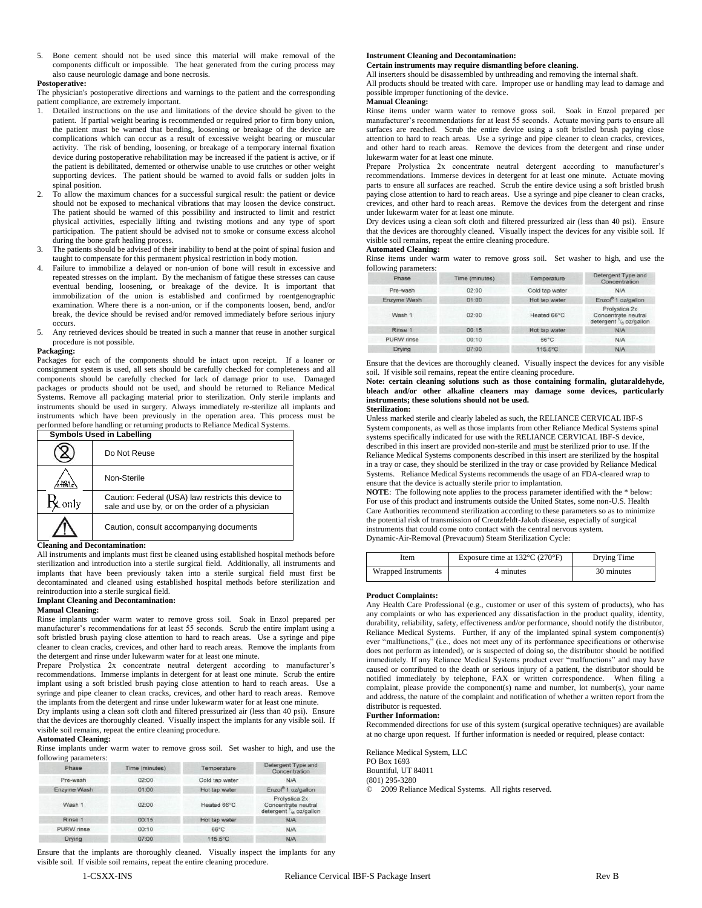5. Bone cement should not be used since this material will make removal of the components difficult or impossible. The heat generated from the curing process may also cause neurologic damage and bone necrosis.

**Postoperative:**

The physician's postoperative directions and warnings to the patient and the corresponding patient compliance, are extremely important.

1. Detailed instructions on the use and limitations of the device should be given to the patient. If partial weight bearing is recommended or required prior to firm bony union, the patient must be warned that bending, loosening or breakage of the device are complications which can occur as a result of excessive weight bearing or muscular activity. The risk of bending, loosening, or breakage of a temporary internal fixation device during postoperative rehabilitation may be increased if the patient is active, or if the patient is debilitated, demented or otherwise unable to use crutches or other weight supporting devices. The patient should be warned to avoid falls or sudden jolts in spinal position.
2. To allow the maximum chances for a successful surgical result: the patient or device should not be exposed to mechanical vibrations that may loosen the device construct. The patient should be warned of this possibility and instructed to limit and restrict physical activities, especially lifting and twisting motions and any type of sport participation. The patient should be advised not to smoke or consume excess alcohol during the bone graft healing process.
3. The patients should be advised of their inability to bend at the point of spinal fusion and taught to compensate for this permanent physical restriction in body motion.
4. Failure to immobilize a delayed or non-union of bone will result in excessive and repeated stresses on the implant. By the mechanism of fatigue these stresses can cause eventual bending, loosening, or breakage of the device. It is important that immobilization of the union is established and confirmed by roentgenographic examination. Where there is a non-union, or if the components loosen, bend, and/or break, the device should be revised and/or removed immediately before serious injury occurs.
5. Any retrieved devices should be treated in such a manner that reuse in another surgical procedure is not possible.

**Packaging:**

Packages for each of the components should be intact upon receipt. If a loaner or consignment system is used, all sets should be carefully checked for completeness and all components should be carefully checked for lack of damage prior to use. Damaged packages or products should not be used, and should be returned to Reliance Medical Systems. Remove all packaging material prior to sterilization. Only sterile implants and instruments should be used in surgery. Always immediately re-sterilize all implants and instruments which have been previously in the operation area. This process must be performed before handling or returning products to Reliance Medical Systems.

| Symbols Used in Labelling | |
|---|---|
| (Do Not Reuse symbol) | Do Not Reuse |
| NON STERILE | Non-Sterile |
| Rx only | Caution: Federal (USA) law restricts this device to sale and use by, or on the order of a physician |
| (Caution symbol) | Caution, consult accompanying documents |

**Cleaning and Decontamination:**

All instruments and implants must first be cleaned using established hospital methods before sterilization and introduction into a sterile surgical field. Additionally, all instruments and implants that have been previously taken into a sterile surgical field must first be decontaminated and cleaned using established hospital methods before sterilization and reintroduction into a sterile surgical field.

**Implant Cleaning and Decontamination:**

**Manual Cleaning:**

Rinse implants under warm water to remove gross soil. Soak in Enzol prepared per manufacturer's recommendations for at least 55 seconds. Scrub the entire implant using a soft bristled brush paying close attention to hard to reach areas. Use a syringe and pipe cleaner to clean cracks, crevices, and other hard to reach areas. Remove the implants from the detergent and rinse under lukewarm water for at least one minute.

Prepare Prolystica 2x concentrate neutral detergent according to manufacturer's recommendations. Immerse implants in detergent for at least one minute. Scrub the entire implant using a soft bristled brush paying close attention to hard to reach areas. Use a syringe and pipe cleaner to clean cracks, crevices, and other hard to reach areas. Remove the implants from the detergent and rinse under lukewarm water for at least one minute.

Dry implants using a clean soft cloth and filtered pressurized air (less than 40 psi). Ensure that the devices are thoroughly cleaned. Visually inspect the implants for any visible soil. If visible soil remains, repeat the entire cleaning procedure.

**Automated Cleaning:**

Rinse implants under warm water to remove gross soil. Set washer to high, and use the following parameters:

| Phase | Time (minutes) | Temperature | Detergent Type and Concentration |
|---|---|---|---|
| Pre-wash | 02:00 | Cold tap water | N/A |
| Enzyme Wash | 01:00 | Hot tap water | Enzol® 1 oz/gallon |
| Wash 1 | 02:00 | Heated 66°C | Prolystica 2x Concentrate neutral detergent 1/8 oz/gallon |
| Rinse 1 | 00:15 | Hot tap water | N/A |
| PURW rinse | 00:10 | 66°C | N/A |
| Drying | 07:00 | 115.5°C | N/A |

Ensure that the implants are thoroughly cleaned. Visually inspect the implants for any visible soil. If visible soil remains, repeat the entire cleaning procedure.

**Instrument Cleaning and Decontamination:**

**Certain instruments may require dismantling before cleaning.**

All inserters should be disassembled by unthreading and removing the internal shaft.

All products should be treated with care. Improper use or handling may lead to damage and possible improper functioning of the device.

**Manual Cleaning:**

Rinse items under warm water to remove gross soil. Soak in Enzol prepared per manufacturer's recommendations for at least 55 seconds. Actuate moving parts to ensure all surfaces are reached. Scrub the entire device using a soft bristled brush paying close attention to hard to reach areas. Use a syringe and pipe cleaner to clean cracks, crevices, and other hard to reach areas. Remove the devices from the detergent and rinse under lukewarm water for at least one minute.

Prepare Prolystica 2x concentrate neutral detergent according to manufacturer's recommendations. Immerse devices in detergent for at least one minute. Actuate moving parts to ensure all surfaces are reached. Scrub the entire device using a soft bristled brush paying close attention to hard to reach areas. Use a syringe and pipe cleaner to clean cracks, crevices, and other hard to reach areas. Remove the devices from the detergent and rinse under lukewarm water for at least one minute.

Dry devices using a clean soft cloth and filtered pressurized air (less than 40 psi). Ensure that the devices are thoroughly cleaned. Visually inspect the devices for any visible soil. If visible soil remains, repeat the entire cleaning procedure.

**Automated Cleaning:**

Rinse items under warm water to remove gross soil. Set washer to high, and use the following parameters:

| Phase | Time (minutes) | Temperature | Detergent Type and Concentration |
|---|---|---|---|
| Pre-wash | 02:00 | Cold tap water | N/A |
| Enzyme Wash | 01:00 | Hot tap water | Enzol® 1 oz/gallon |
| Wash 1 | 02:00 | Heated 66°C | Prolystica 2x Concentrate neutral detergent 1/8 oz/gallon |
| Rinse 1 | 00:15 | Hot tap water | N/A |
| PURW rinse | 00:10 | 66°C | N/A |
| Drying | 07:00 | 115.5°C | N/A |

Ensure that the devices are thoroughly cleaned. Visually inspect the devices for any visible soil. If visible soil remains, repeat the entire cleaning procedure.

**Note: certain cleaning solutions such as those containing formalin, glutaraldehyde, bleach and/or other alkaline cleaners may damage some devices, particularly instruments; these solutions should not be used.**

**Sterilization:**

Unless marked sterile and clearly labeled as such, the RELIANCE CERVICAL IBF-S System components, as well as those implants from other Reliance Medical Systems spinal systems specifically indicated for use with the RELIANCE CERVICAL IBF-S device, described in this insert are provided non-sterile and <u>must</u> be sterilized prior to use. If the Reliance Medical Systems components described in this insert are sterilized by the hospital in a tray or case, they should be sterilized in the tray or case provided by Reliance Medical Systems. Reliance Medical Systems recommends the usage of an FDA-cleared wrap to ensure that the device is actually sterile prior to implantation.

**NOTE**: The following note applies to the process parameter identified with the * below: For use of this product and instruments outside the United States, some non-U.S. Health Care Authorities recommend sterilization according to these parameters so as to minimize the potential risk of transmission of Creutzfeldt-Jakob disease, especially of surgical instruments that could come onto contact with the central nervous system.

Dynamic-Air-Removal (Prevacuum) Steam Sterilization Cycle:

| Item | Exposure time at 132°C (270°F) | Drying Time |
|---|---|---|
| Wrapped Instruments | 4 minutes | 30 minutes |

**Product Complaints:**

Any Health Care Professional (e.g., customer or user of this system of products), who has any complaints or who has experienced any dissatisfaction in the product quality, identity, durability, reliability, safety, effectiveness and/or performance, should notify the distributor, Reliance Medical Systems. Further, if any of the implanted spinal system component(s) ever "malfunctions," (i.e., does not meet any of its performance specifications or otherwise does not perform as intended), or is suspected of doing so, the distributor should be notified immediately. If any Reliance Medical Systems product ever "malfunctions" and may have caused or contributed to the death or serious injury of a patient, the distributor should be notified immediately by telephone, FAX or written correspondence. When filing a complaint, please provide the component(s) name and number, lot number(s), your name and address, the nature of the complaint and notification of whether a written report from the distributor is requested.

**Further Information:**

Recommended directions for use of this system (surgical operative techniques) are available at no charge upon request. If further information is needed or required, please contact:

Reliance Medical System, LLC
PO Box 1693
Bountiful, UT 84011
(801) 295-3280
© 2009 Reliance Medical Systems. All rights reserved.

1-CSXX-INS Reliance Cervical IBF-S Package Insert Rev B